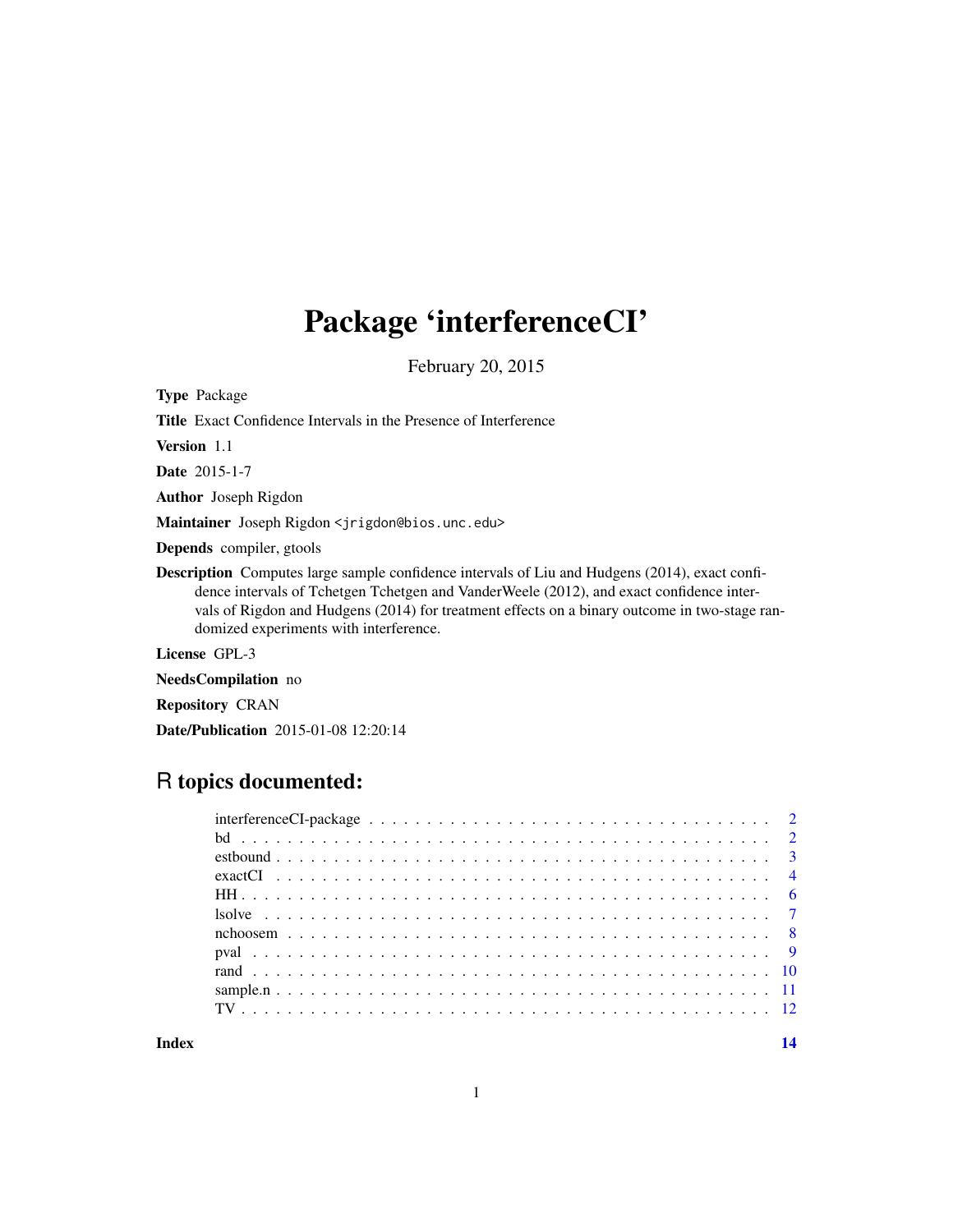# Package 'interferenceCI'

February 20, 2015

**Type** Package

**Title** Exact Confidence Intervals in the Presence of Interference

**Version** 1.1

**Date** 2015-1-7

**Author** Joseph Rigdon

**Maintainer** Joseph Rigdon <jrigdon@bios.unc.edu>

**Depends** compiler, gtools

**Description** Computes large sample confidence intervals of Liu and Hudgens (2014), exact confidence intervals of Tchetgen Tchetgen and VanderWeele (2012), and exact confidence intervals of Rigdon and Hudgens (2014) for treatment effects on a binary outcome in two-stage randomized experiments with interference.

**License** GPL-3

**NeedsCompilation** no

**Repository** CRAN

**Date/Publication** 2015-01-08 12:20:14

## R topics documented:

| | |
|---|---|
| interferenceCI-package | 2 |
| bd | 2 |
| estbound | 3 |
| exactCI | 4 |
| HH | 6 |
| lsolve | 7 |
| nchoosem | 8 |
| pval | 9 |
| rand | 10 |
| sample.n | 11 |
| TV | 12 |
| **Index** | **14** |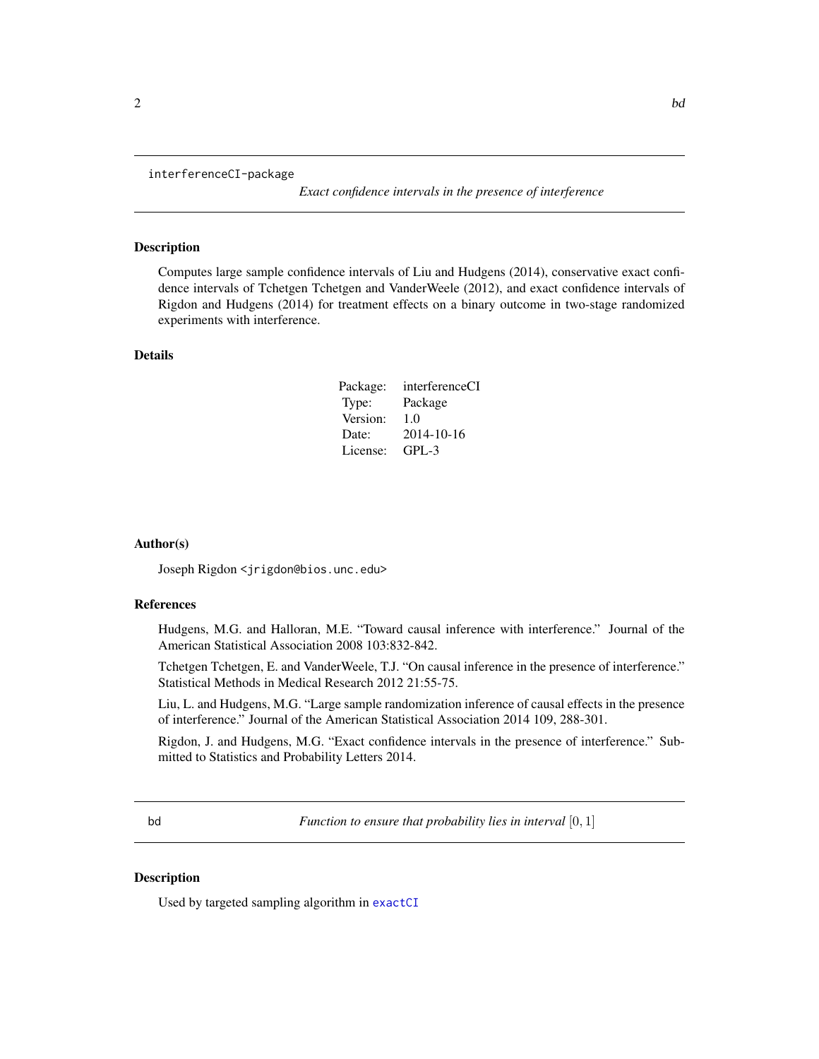## interferenceCI-package

*Exact confidence intervals in the presence of interference*

### Description

Computes large sample confidence intervals of Liu and Hudgens (2014), conservative exact confidence intervals of Tchetgen Tchetgen and VanderWeele (2012), and exact confidence intervals of Rigdon and Hudgens (2014) for treatment effects on a binary outcome in two-stage randomized experiments with interference.

### Details

| | |
|---|---|
| Package: | interferenceCI |
| Type: | Package |
| Version: | 1.0 |
| Date: | 2014-10-16 |
| License: | GPL-3 |

### Author(s)

Joseph Rigdon <jrigdon@bios.unc.edu>

### References

Hudgens, M.G. and Halloran, M.E. "Toward causal inference with interference." Journal of the American Statistical Association 2008 103:832-842.

Tchetgen Tchetgen, E. and VanderWeele, T.J. "On causal inference in the presence of interference." Statistical Methods in Medical Research 2012 21:55-75.

Liu, L. and Hudgens, M.G. "Large sample randomization inference of causal effects in the presence of interference." Journal of the American Statistical Association 2014 109, 288-301.

Rigdon, J. and Hudgens, M.G. "Exact confidence intervals in the presence of interference." Submitted to Statistics and Probability Letters 2014.

## bd

*Function to ensure that probability lies in interval $[0, 1]$*

### Description

Used by targeted sampling algorithm in `exactCI`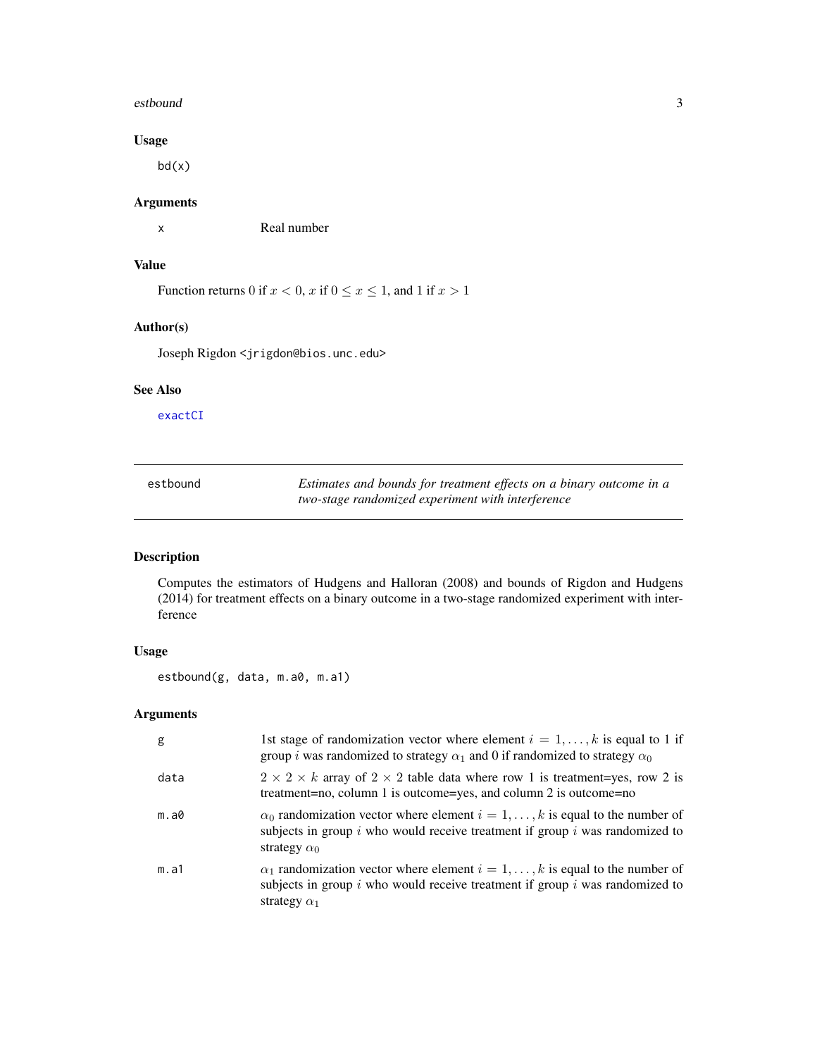### Usage

```
bd(x)
```

### Arguments

| | |
|---|---|
| x | Real number |

### Value

Function returns 0 if $x < 0$, $x$ if $0 \leq x \leq 1$, and 1 if $x > 1$

### Author(s)

Joseph Rigdon <jrigdon@bios.unc.edu>

### See Also

exactCI

---

## estbound — *Estimates and bounds for treatment effects on a binary outcome in a two-stage randomized experiment with interference*

---

### Description

Computes the estimators of Hudgens and Halloran (2008) and bounds of Rigdon and Hudgens (2014) for treatment effects on a binary outcome in a two-stage randomized experiment with interference

### Usage

```
estbound(g, data, m.a0, m.a1)
```

### Arguments

| | |
|---|---|
| g | 1st stage of randomization vector where element $i = 1, \ldots, k$ is equal to 1 if group $i$ was randomized to strategy $\alpha_1$ and 0 if randomized to strategy $\alpha_0$ |
| data | $2 \times 2 \times k$ array of $2 \times 2$ table data where row 1 is treatment=yes, row 2 is treatment=no, column 1 is outcome=yes, and column 2 is outcome=no |
| m.a0 | $\alpha_0$ randomization vector where element $i = 1, \ldots, k$ is equal to the number of subjects in group $i$ who would receive treatment if group $i$ was randomized to strategy $\alpha_0$ |
| m.a1 | $\alpha_1$ randomization vector where element $i = 1, \ldots, k$ is equal to the number of subjects in group $i$ who would receive treatment if group $i$ was randomized to strategy $\alpha_1$ |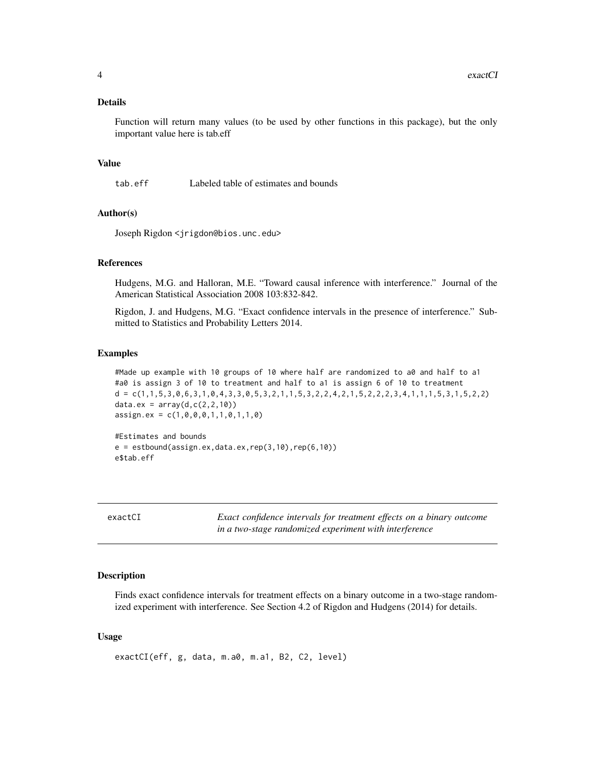### Details

Function will return many values (to be used by other functions in this package), but the only important value here is tab.eff

### Value

tab.eff    Labeled table of estimates and bounds

### Author(s)

Joseph Rigdon <jrigdon@bios.unc.edu>

### References

Hudgens, M.G. and Halloran, M.E. "Toward causal inference with interference." Journal of the American Statistical Association 2008 103:832-842.

Rigdon, J. and Hudgens, M.G. "Exact confidence intervals in the presence of interference." Submitted to Statistics and Probability Letters 2014.

### Examples

```
#Made up example with 10 groups of 10 where half are randomized to a0 and half to a1
#a0 is assign 3 of 10 to treatment and half to a1 is assign 6 of 10 to treatment
d = c(1,1,5,3,0,6,3,1,0,4,3,3,0,5,3,2,1,1,5,3,2,2,4,2,1,5,2,2,2,3,4,1,1,1,5,3,1,5,2,2)
data.ex = array(d,c(2,2,10))
assign.ex = c(1,0,0,0,1,1,0,1,1,0)

#Estimates and bounds
e = estbound(assign.ex,data.ex,rep(3,10),rep(6,10))
e$tab.eff
```

---

## exactCI    *Exact confidence intervals for treatment effects on a binary outcome in a two-stage randomized experiment with interference*

### Description

Finds exact confidence intervals for treatment effects on a binary outcome in a two-stage randomized experiment with interference. See Section 4.2 of Rigdon and Hudgens (2014) for details.

### Usage

```
exactCI(eff, g, data, m.a0, m.a1, B2, C2, level)
```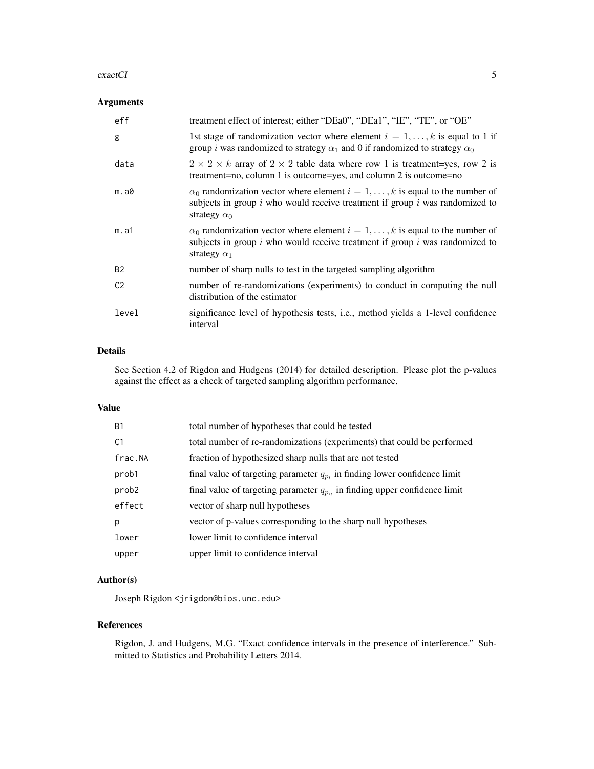### Arguments

| | |
|---|---|
| eff | treatment effect of interest; either "DEa0", "DEa1", "IE", "TE", or "OE" |
| g | 1st stage of randomization vector where element $i = 1, \ldots, k$ is equal to 1 if group $i$ was randomized to strategy $\alpha_1$ and 0 if randomized to strategy $\alpha_0$ |
| data | $2 \times 2 \times k$ array of $2 \times 2$ table data where row 1 is treatment=yes, row 2 is treatment=no, column 1 is outcome=yes, and column 2 is outcome=no |
| m.a0 | $\alpha_0$ randomization vector where element $i = 1, \ldots, k$ is equal to the number of subjects in group $i$ who would receive treatment if group $i$ was randomized to strategy $\alpha_0$ |
| m.a1 | $\alpha_0$ randomization vector where element $i = 1, \ldots, k$ is equal to the number of subjects in group $i$ who would receive treatment if group $i$ was randomized to strategy $\alpha_1$ |
| B2 | number of sharp nulls to test in the targeted sampling algorithm |
| C2 | number of re-randomizations (experiments) to conduct in computing the null distribution of the estimator |
| level | significance level of hypothesis tests, i.e., method yields a 1-level confidence interval |

### Details

See Section 4.2 of Rigdon and Hudgens (2014) for detailed description. Please plot the p-values against the effect as a check of targeted sampling algorithm performance.

### Value

| | |
|---|---|
| B1 | total number of hypotheses that could be tested |
| C1 | total number of re-randomizations (experiments) that could be performed |
| frac.NA | fraction of hypothesized sharp nulls that are not tested |
| prob1 | final value of targeting parameter $q_{p_l}$ in finding lower confidence limit |
| prob2 | final value of targeting parameter $q_{p_u}$ in finding upper confidence limit |
| effect | vector of sharp null hypotheses |
| p | vector of p-values corresponding to the sharp null hypotheses |
| lower | lower limit to confidence interval |
| upper | upper limit to confidence interval |

### Author(s)

Joseph Rigdon <jrigdon@bios.unc.edu>

### References

Rigdon, J. and Hudgens, M.G. "Exact confidence intervals in the presence of interference." Submitted to Statistics and Probability Letters 2014.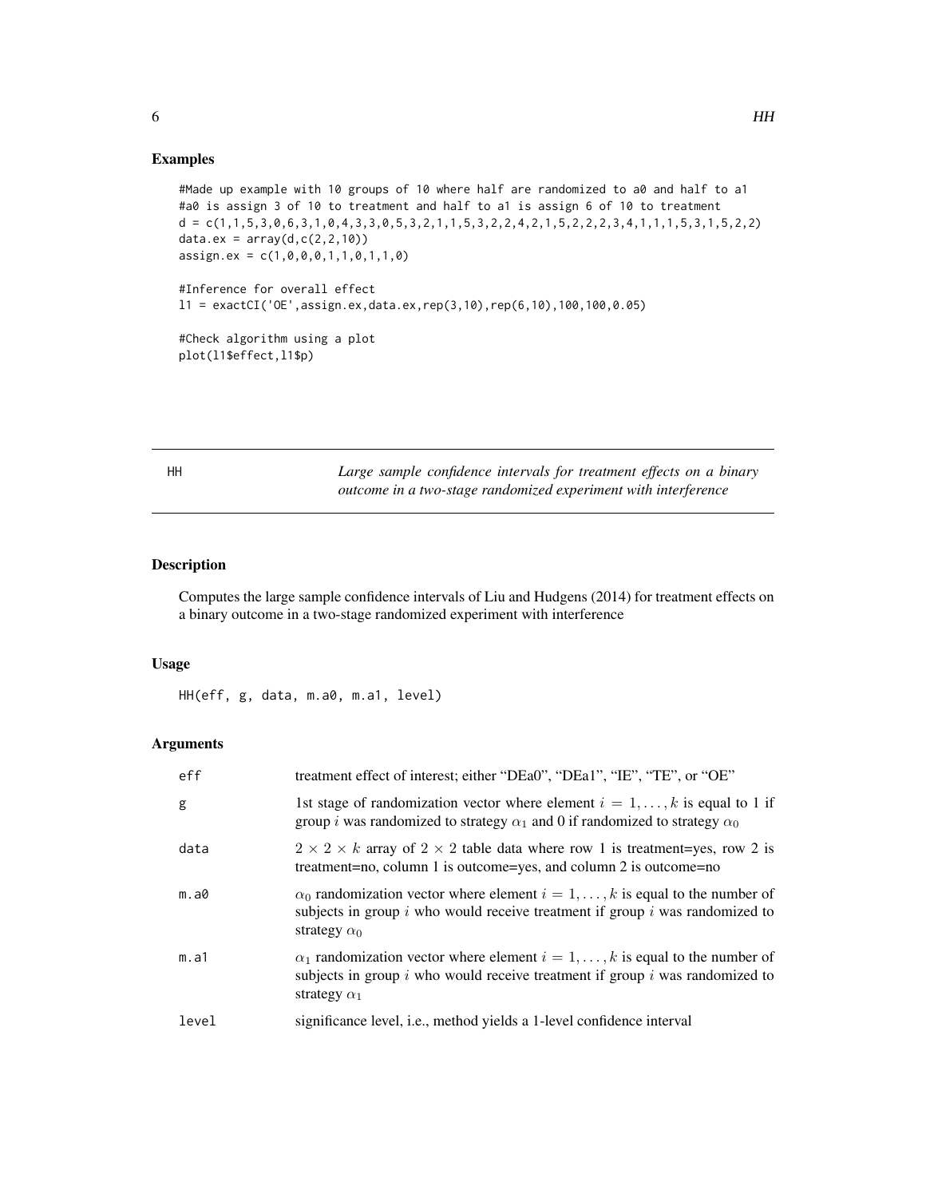## Examples

```
#Made up example with 10 groups of 10 where half are randomized to a0 and half to a1
#a0 is assign 3 of 10 to treatment and half to a1 is assign 6 of 10 to treatment
d = c(1,1,5,3,0,6,3,1,0,4,3,3,0,5,3,2,1,1,5,3,2,2,4,2,1,5,2,2,2,3,4,1,1,1,5,3,1,5,2,2)
data.ex = array(d,c(2,2,10))
assign.ex = c(1,0,0,0,1,1,0,1,1,0)

#Inference for overall effect
l1 = exactCI('OE',assign.ex,data.ex,rep(3,10),rep(6,10),100,100,0.05)

#Check algorithm using a plot
plot(l1$effect,l1$p)
```

---

# HH

*Large sample confidence intervals for treatment effects on a binary outcome in a two-stage randomized experiment with interference*

---

## Description

Computes the large sample confidence intervals of Liu and Hudgens (2014) for treatment effects on a binary outcome in a two-stage randomized experiment with interference

## Usage

```
HH(eff, g, data, m.a0, m.a1, level)
```

## Arguments

| | |
|---|---|
| `eff` | treatment effect of interest; either "DEa0", "DEa1", "IE", "TE", or "OE" |
| `g` | 1st stage of randomization vector where element $i = 1, \ldots, k$ is equal to 1 if group $i$ was randomized to strategy $\alpha_1$ and 0 if randomized to strategy $\alpha_0$ |
| `data` | $2 \times 2 \times k$ array of $2 \times 2$ table data where row 1 is treatment=yes, row 2 is treatment=no, column 1 is outcome=yes, and column 2 is outcome=no |
| `m.a0` | $\alpha_0$ randomization vector where element $i = 1, \ldots, k$ is equal to the number of subjects in group $i$ who would receive treatment if group $i$ was randomized to strategy $\alpha_0$ |
| `m.a1` | $\alpha_1$ randomization vector where element $i = 1, \ldots, k$ is equal to the number of subjects in group $i$ who would receive treatment if group $i$ was randomized to strategy $\alpha_1$ |
| `level` | significance level, i.e., method yields a 1-level confidence interval |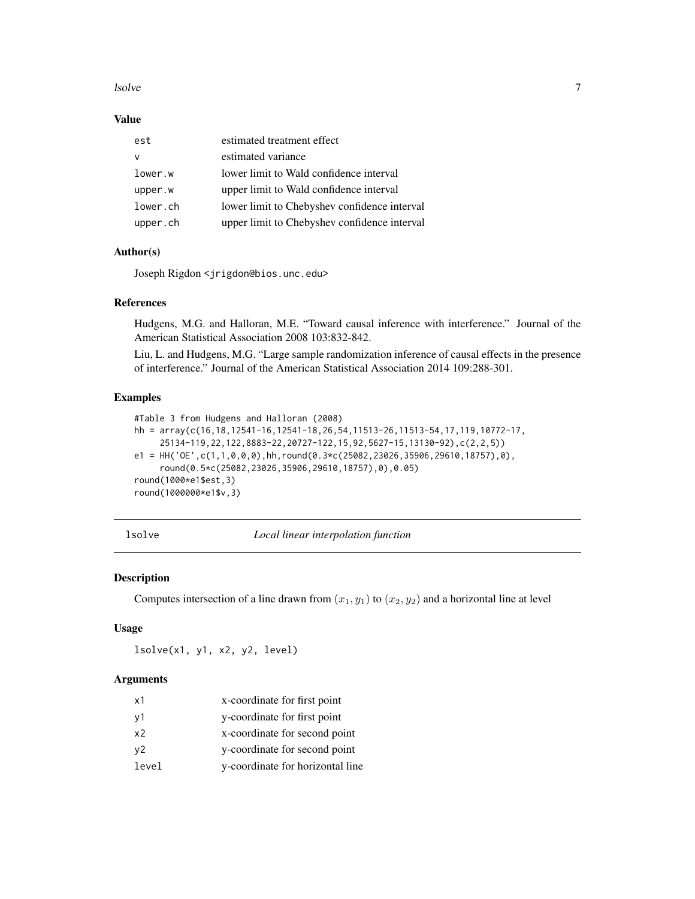### Value

| | |
|---|---|
| est | estimated treatment effect |
| v | estimated variance |
| lower.w | lower limit to Wald confidence interval |
| upper.w | upper limit to Wald confidence interval |
| lower.ch | lower limit to Chebyshev confidence interval |
| upper.ch | upper limit to Chebyshev confidence interval |

### Author(s)

Joseph Rigdon <jrigdon@bios.unc.edu>

### References

Hudgens, M.G. and Halloran, M.E. "Toward causal inference with interference." Journal of the American Statistical Association 2008 103:832-842.

Liu, L. and Hudgens, M.G. "Large sample randomization inference of causal effects in the presence of interference." Journal of the American Statistical Association 2014 109:288-301.

### Examples

```
#Table 3 from Hudgens and Halloran (2008)
hh = array(c(16,18,12541-16,12541-18,26,54,11513-26,11513-54,17,119,10772-17,
     25134-119,22,122,8883-22,20727-122,15,92,5627-15,13130-92),c(2,2,5))
e1 = HH('OE',c(1,1,0,0,0),hh,round(0.3*c(25082,23026,35906,29610,18757),0),
     round(0.5*c(25082,23026,35906,29610,18757),0),0.05)
round(1000*e1$est,3)
round(1000000*e1$v,3)
```

---

## lsolve — *Local linear interpolation function*

### Description

Computes intersection of a line drawn from $(x_1, y_1)$ to $(x_2, y_2)$ and a horizontal line at level

### Usage

```
lsolve(x1, y1, x2, y2, level)
```

### Arguments

| | |
|---|---|
| x1 | x-coordinate for first point |
| y1 | y-coordinate for first point |
| x2 | x-coordinate for second point |
| y2 | y-coordinate for second point |
| level | y-coordinate for horizontal line |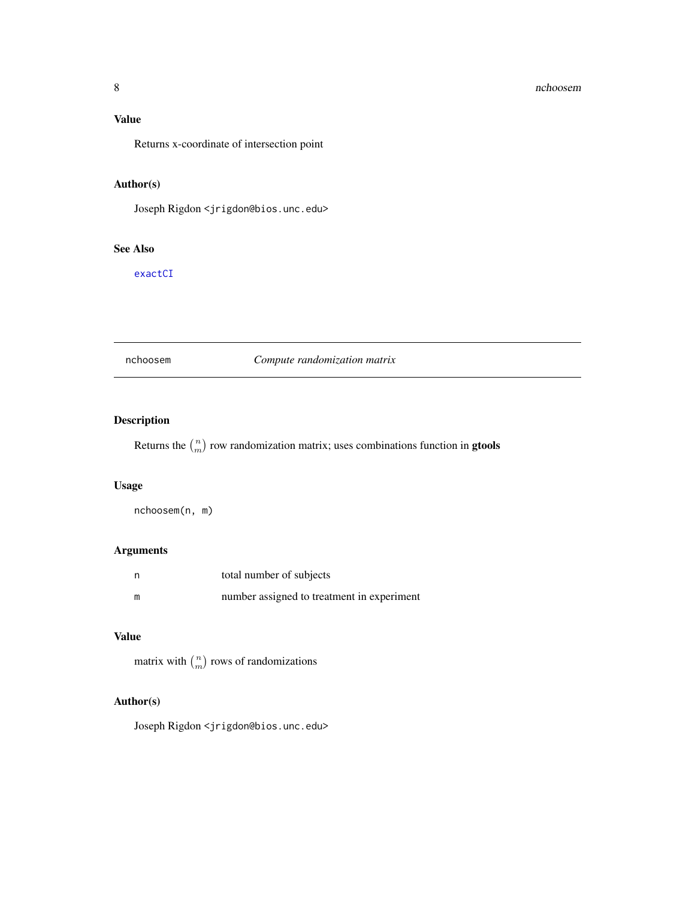## Value

Returns x-coordinate of intersection point

## Author(s)

Joseph Rigdon <jrigdon@bios.unc.edu>

## See Also

exactCI

---

# nchoosem — *Compute randomization matrix*

## Description

Returns the $\binom{n}{m}$ row randomization matrix; uses combinations function in **gtools**

## Usage

```
nchoosem(n, m)
```

## Arguments

| | |
|---|---|
| n | total number of subjects |
| m | number assigned to treatment in experiment |

## Value

matrix with $\binom{n}{m}$ rows of randomizations

## Author(s)

Joseph Rigdon <jrigdon@bios.unc.edu>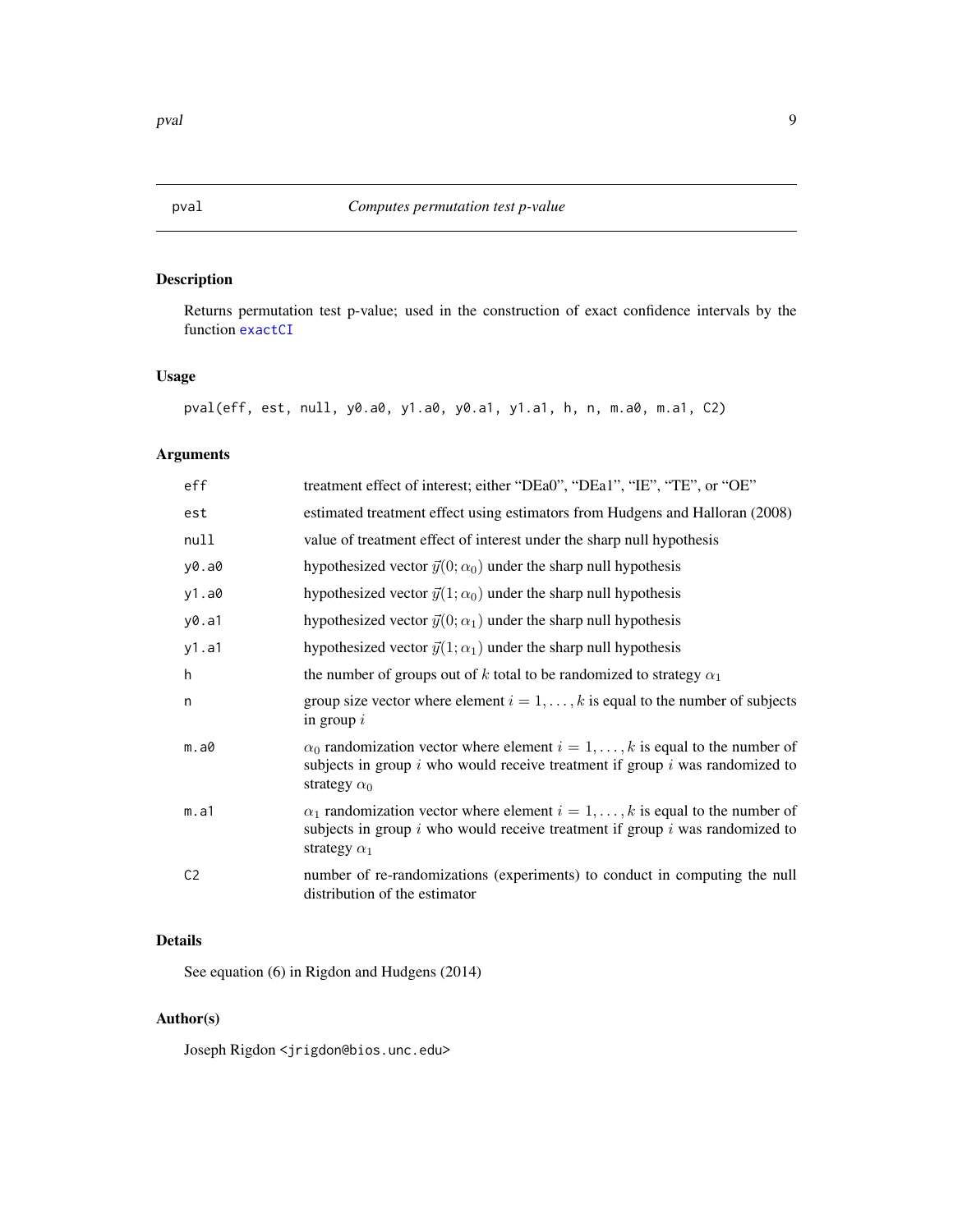## pval — *Computes permutation test p-value*

### Description

Returns permutation test p-value; used in the construction of exact confidence intervals by the function `exactCI`

### Usage

```
pval(eff, est, null, y0.a0, y1.a0, y0.a1, y1.a1, h, n, m.a0, m.a1, C2)
```

### Arguments

| | |
|---|---|
| `eff` | treatment effect of interest; either "DEa0", "DEa1", "IE", "TE", or "OE" |
| `est` | estimated treatment effect using estimators from Hudgens and Halloran (2008) |
| `null` | value of treatment effect of interest under the sharp null hypothesis |
| `y0.a0` | hypothesized vector $\vec{y}(0; \alpha_0)$ under the sharp null hypothesis |
| `y1.a0` | hypothesized vector $\vec{y}(1; \alpha_0)$ under the sharp null hypothesis |
| `y0.a1` | hypothesized vector $\vec{y}(0; \alpha_1)$ under the sharp null hypothesis |
| `y1.a1` | hypothesized vector $\vec{y}(1; \alpha_1)$ under the sharp null hypothesis |
| `h` | the number of groups out of $k$ total to be randomized to strategy $\alpha_1$ |
| `n` | group size vector where element $i = 1, \ldots, k$ is equal to the number of subjects in group $i$ |
| `m.a0` | $\alpha_0$ randomization vector where element $i = 1, \ldots, k$ is equal to the number of subjects in group $i$ who would receive treatment if group $i$ was randomized to strategy $\alpha_0$ |
| `m.a1` | $\alpha_1$ randomization vector where element $i = 1, \ldots, k$ is equal to the number of subjects in group $i$ who would receive treatment if group $i$ was randomized to strategy $\alpha_1$ |
| `C2` | number of re-randomizations (experiments) to conduct in computing the null distribution of the estimator |

### Details

See equation (6) in Rigdon and Hudgens (2014)

### Author(s)

Joseph Rigdon <jrigdon@bios.unc.edu>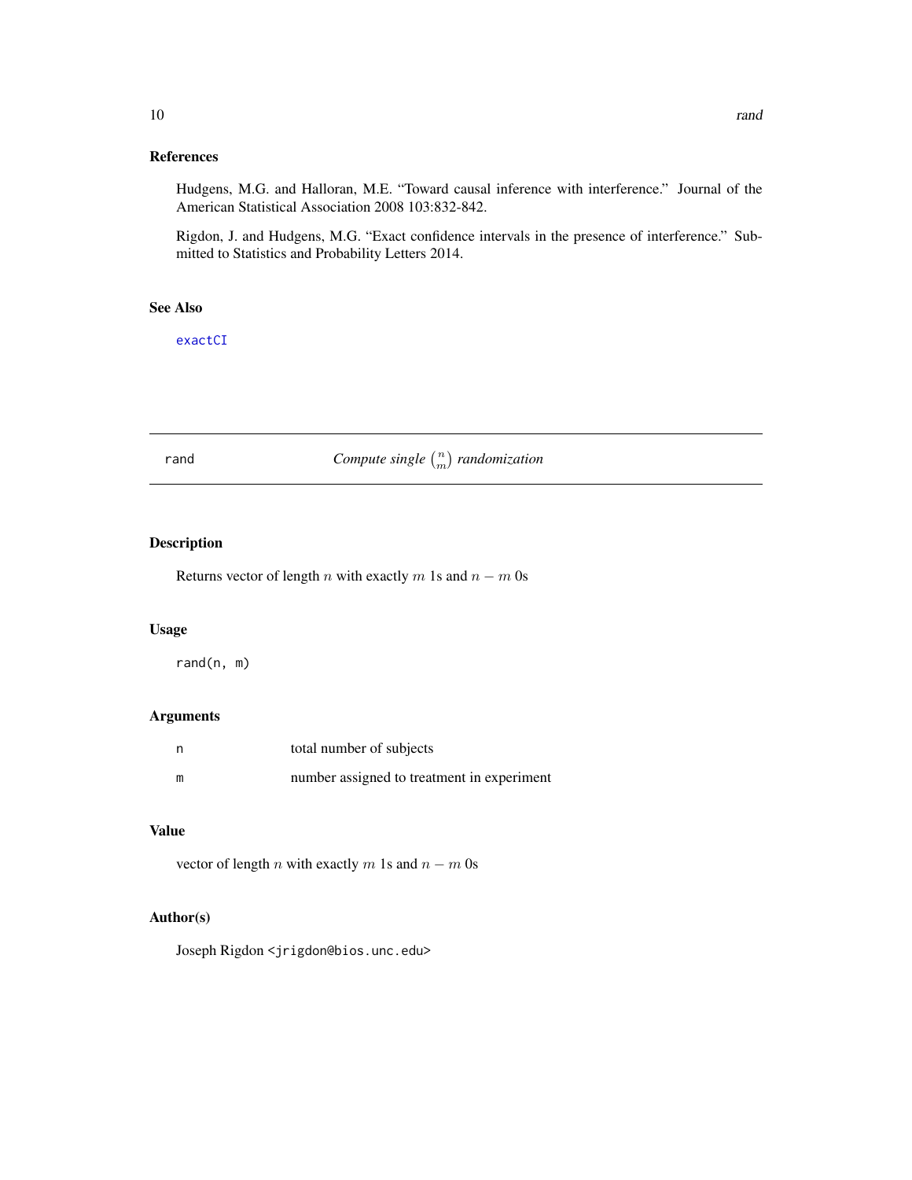## References

Hudgens, M.G. and Halloran, M.E. "Toward causal inference with interference." Journal of the American Statistical Association 2008 103:832-842.

Rigdon, J. and Hudgens, M.G. "Exact confidence intervals in the presence of interference." Submitted to Statistics and Probability Letters 2014.

## See Also

exactCI

---

# rand — *Compute single $\binom{n}{m}$ randomization*

## Description

Returns vector of length $n$ with exactly $m$ 1s and $n - m$ 0s

## Usage

```
rand(n, m)
```

## Arguments

| | |
|---|---|
| n | total number of subjects |
| m | number assigned to treatment in experiment |

## Value

vector of length $n$ with exactly $m$ 1s and $n - m$ 0s

## Author(s)

Joseph Rigdon <jrigdon@bios.unc.edu>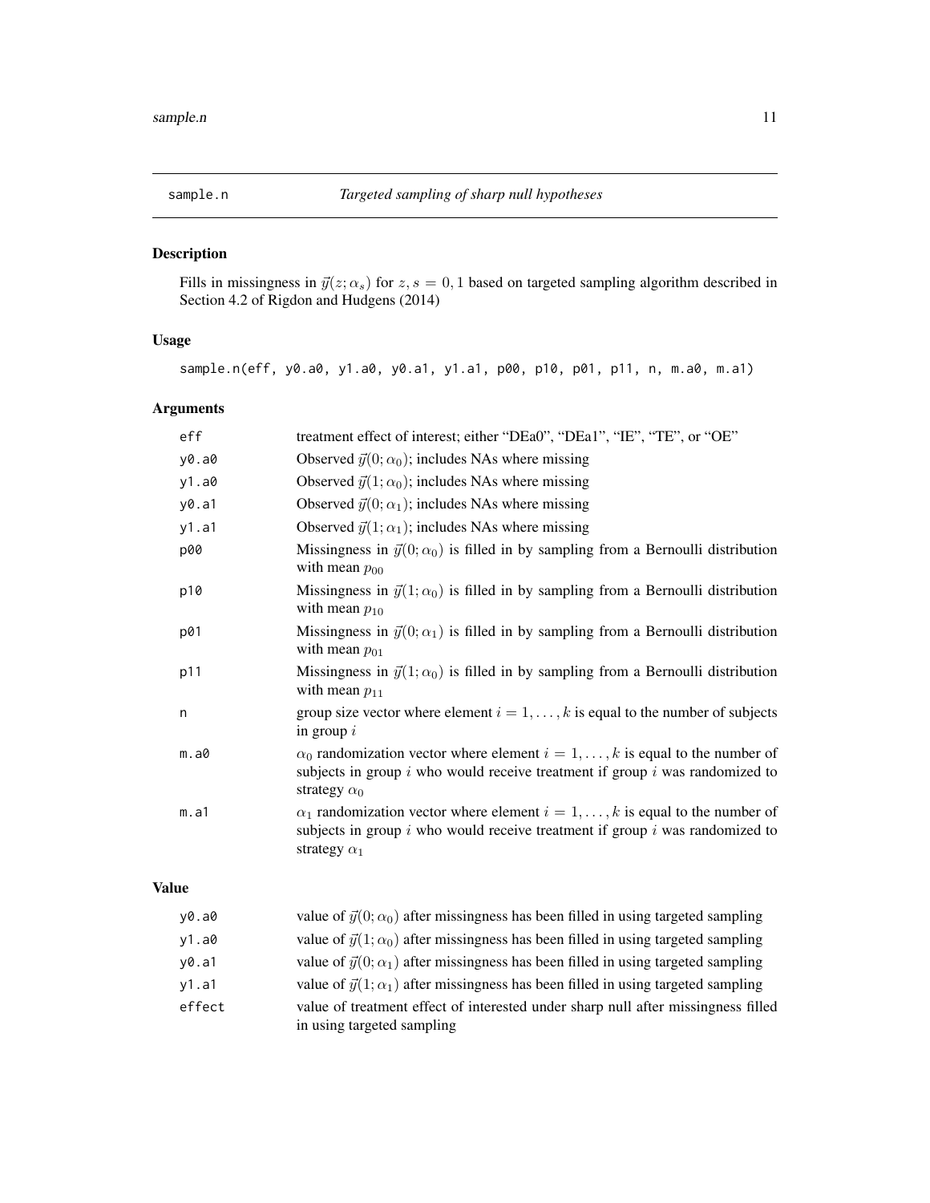## sample.n — *Targeted sampling of sharp null hypotheses*

### Description

Fills in missingness in $\vec{y}(z;\alpha_s)$ for $z, s = 0, 1$ based on targeted sampling algorithm described in Section 4.2 of Rigdon and Hudgens (2014)

### Usage

```
sample.n(eff, y0.a0, y1.a0, y0.a1, y1.a1, p00, p10, p01, p11, n, m.a0, m.a1)
```

### Arguments

| | |
|---|---|
| eff | treatment effect of interest; either "DEa0", "DEa1", "IE", "TE", or "OE" |
| y0.a0 | Observed $\vec{y}(0;\alpha_0)$; includes NAs where missing |
| y1.a0 | Observed $\vec{y}(1;\alpha_0)$; includes NAs where missing |
| y0.a1 | Observed $\vec{y}(0;\alpha_1)$; includes NAs where missing |
| y1.a1 | Observed $\vec{y}(1;\alpha_1)$; includes NAs where missing |
| p00 | Missingness in $\vec{y}(0;\alpha_0)$ is filled in by sampling from a Bernoulli distribution with mean $p_{00}$ |
| p10 | Missingness in $\vec{y}(1;\alpha_0)$ is filled in by sampling from a Bernoulli distribution with mean $p_{10}$ |
| p01 | Missingness in $\vec{y}(0;\alpha_1)$ is filled in by sampling from a Bernoulli distribution with mean $p_{01}$ |
| p11 | Missingness in $\vec{y}(1;\alpha_0)$ is filled in by sampling from a Bernoulli distribution with mean $p_{11}$ |
| n | group size vector where element $i = 1, \ldots, k$ is equal to the number of subjects in group $i$ |
| m.a0 | $\alpha_0$ randomization vector where element $i = 1, \ldots, k$ is equal to the number of subjects in group $i$ who would receive treatment if group $i$ was randomized to strategy $\alpha_0$ |
| m.a1 | $\alpha_1$ randomization vector where element $i = 1, \ldots, k$ is equal to the number of subjects in group $i$ who would receive treatment if group $i$ was randomized to strategy $\alpha_1$ |

### Value

| | |
|---|---|
| y0.a0 | value of $\vec{y}(0;\alpha_0)$ after missingness has been filled in using targeted sampling |
| y1.a0 | value of $\vec{y}(1;\alpha_0)$ after missingness has been filled in using targeted sampling |
| y0.a1 | value of $\vec{y}(0;\alpha_1)$ after missingness has been filled in using targeted sampling |
| y1.a1 | value of $\vec{y}(1;\alpha_1)$ after missingness has been filled in using targeted sampling |
| effect | value of treatment effect of interested under sharp null after missingness filled in using targeted sampling |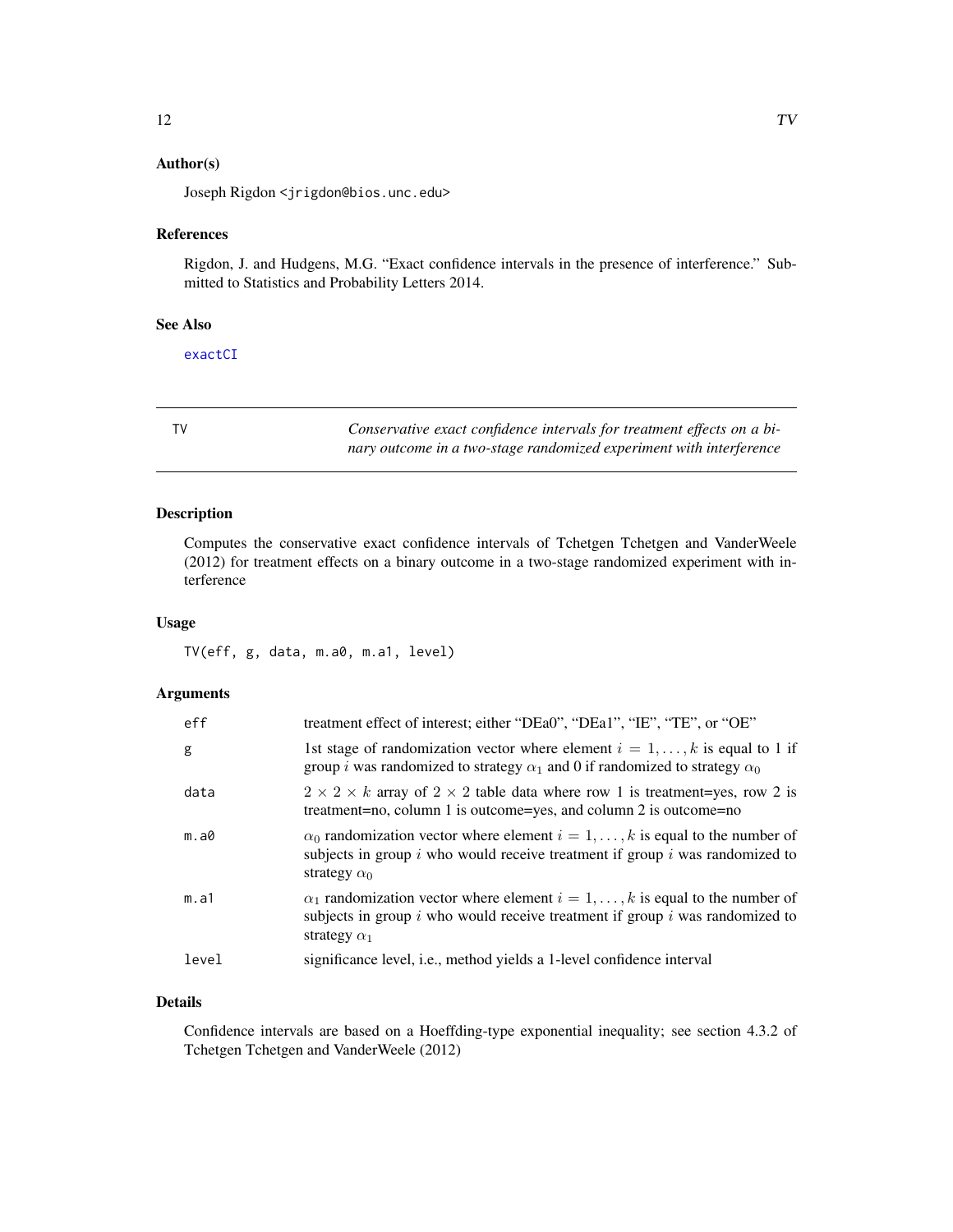### Author(s)

Joseph Rigdon <jrigdon@bios.unc.edu>

### References

Rigdon, J. and Hudgens, M.G. "Exact confidence intervals in the presence of interference." Submitted to Statistics and Probability Letters 2014.

### See Also

exactCI

---

## TV — *Conservative exact confidence intervals for treatment effects on a binary outcome in a two-stage randomized experiment with interference*

---

### Description

Computes the conservative exact confidence intervals of Tchetgen Tchetgen and VanderWeele (2012) for treatment effects on a binary outcome in a two-stage randomized experiment with interference

### Usage

```
TV(eff, g, data, m.a0, m.a1, level)
```

### Arguments

| | |
|---|---|
| eff | treatment effect of interest; either "DEa0", "DEa1", "IE", "TE", or "OE" |
| g | 1st stage of randomization vector where element $i = 1, \ldots, k$ is equal to 1 if group $i$ was randomized to strategy $\alpha_1$ and 0 if randomized to strategy $\alpha_0$ |
| data | $2 \times 2 \times k$ array of $2 \times 2$ table data where row 1 is treatment=yes, row 2 is treatment=no, column 1 is outcome=yes, and column 2 is outcome=no |
| m.a0 | $\alpha_0$ randomization vector where element $i = 1, \ldots, k$ is equal to the number of subjects in group $i$ who would receive treatment if group $i$ was randomized to strategy $\alpha_0$ |
| m.a1 | $\alpha_1$ randomization vector where element $i = 1, \ldots, k$ is equal to the number of subjects in group $i$ who would receive treatment if group $i$ was randomized to strategy $\alpha_1$ |
| level | significance level, i.e., method yields a 1-level confidence interval |

### Details

Confidence intervals are based on a Hoeffding-type exponential inequality; see section 4.3.2 of Tchetgen Tchetgen and VanderWeele (2012)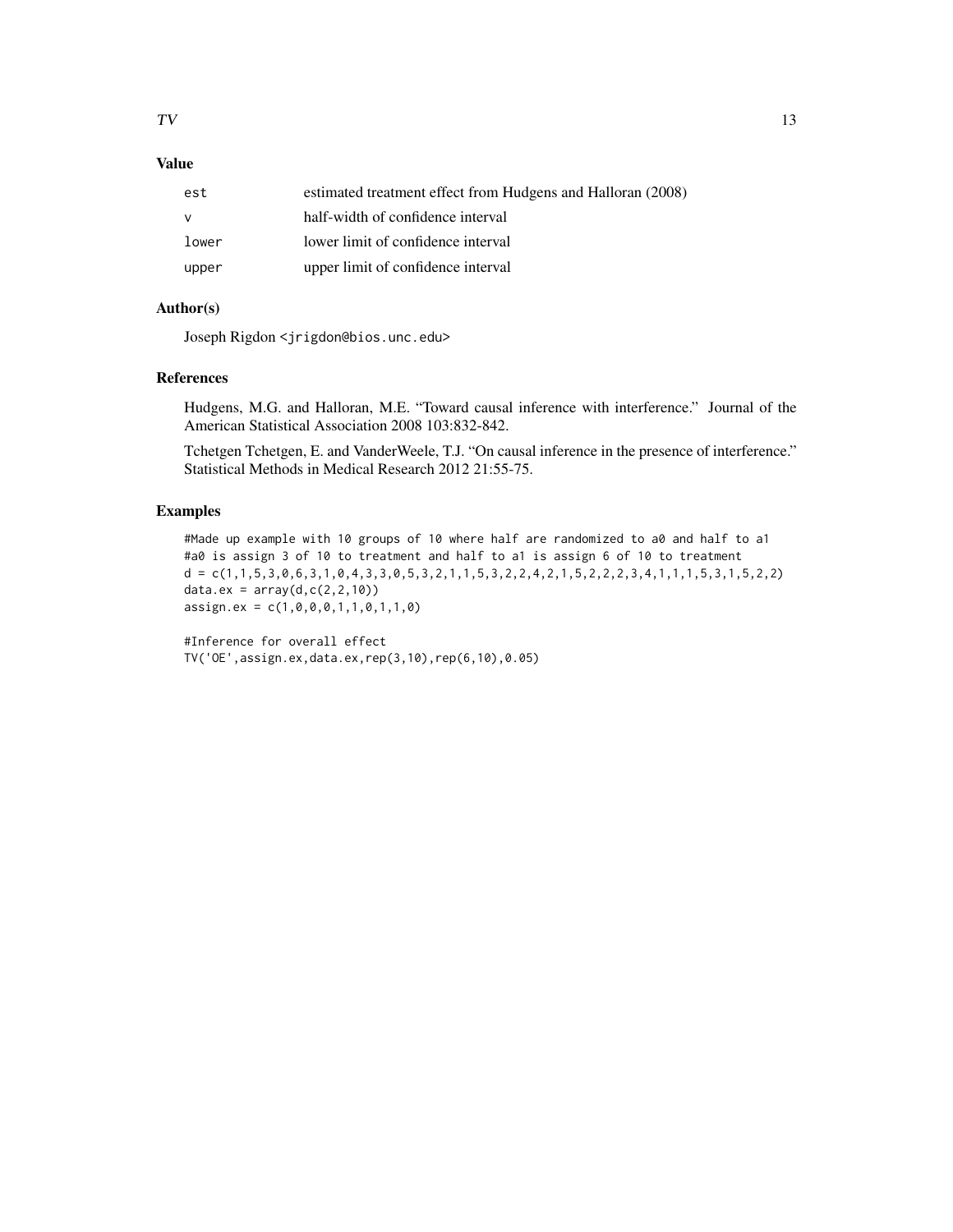## Value

| | |
|---|---|
| est | estimated treatment effect from Hudgens and Halloran (2008) |
| v | half-width of confidence interval |
| lower | lower limit of confidence interval |
| upper | upper limit of confidence interval |

## Author(s)

Joseph Rigdon <jrigdon@bios.unc.edu>

## References

Hudgens, M.G. and Halloran, M.E. "Toward causal inference with interference." Journal of the American Statistical Association 2008 103:832-842.

Tchetgen Tchetgen, E. and VanderWeele, T.J. "On causal inference in the presence of interference." Statistical Methods in Medical Research 2012 21:55-75.

## Examples

```
#Made up example with 10 groups of 10 where half are randomized to a0 and half to a1
#a0 is assign 3 of 10 to treatment and half to a1 is assign 6 of 10 to treatment
d = c(1,1,5,3,0,6,3,1,0,4,3,3,0,5,3,2,1,1,5,3,2,2,4,2,1,5,2,2,2,3,4,1,1,1,5,3,1,5,2,2)
data.ex = array(d,c(2,2,10))
assign.ex = c(1,0,0,0,1,1,0,1,1,0)

#Inference for overall effect
TV('OE',assign.ex,data.ex,rep(3,10),rep(6,10),0.05)
```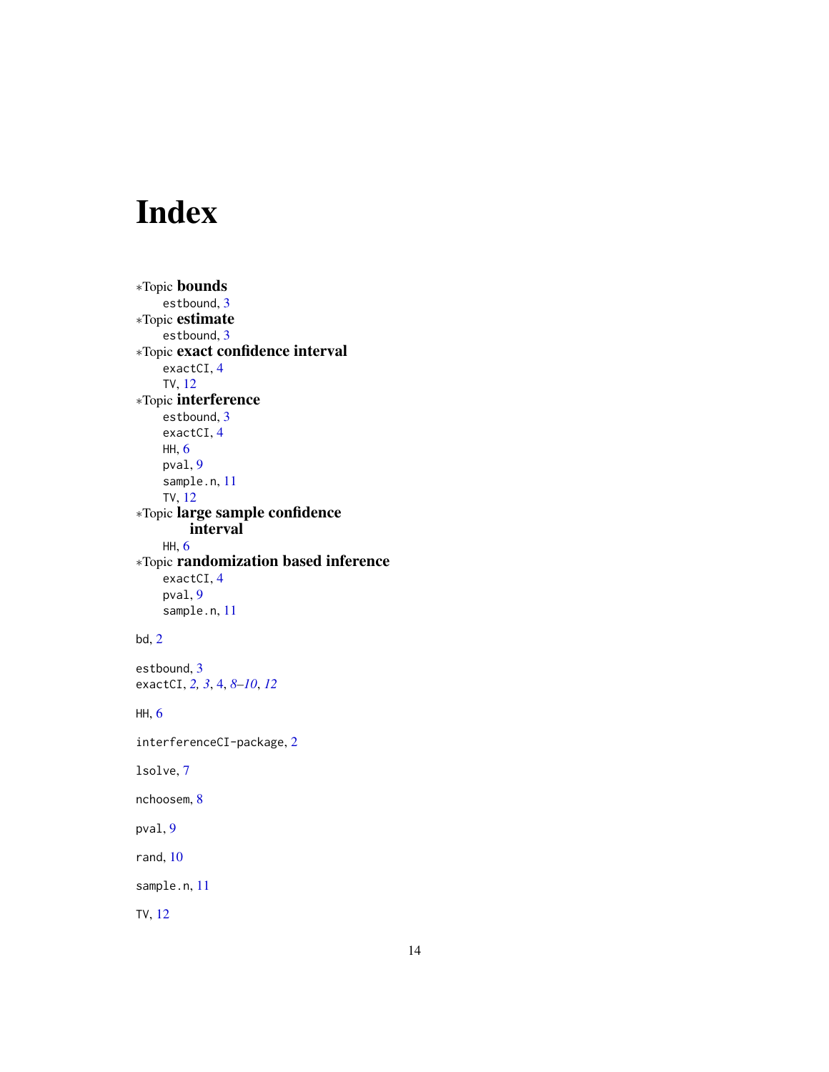# Index

*Topic **bounds**
  estbound, 3

*Topic **estimate**
  estbound, 3

*Topic **exact confidence interval**
  exactCI, 4
  TV, 12

*Topic **interference**
  estbound, 3
  exactCI, 4
  HH, 6
  pval, 9
  sample.n, 11
  TV, 12

*Topic **large sample confidence interval**
  HH, 6

*Topic **randomization based inference**
  exactCI, 4
  pval, 9
  sample.n, 11

bd, 2

estbound, 3
exactCI, *2, 3*, 4, *8–10*, *12*

HH, 6

interferenceCI-package, 2

lsolve, 7

nchoosem, 8

pval, 9

rand, 10

sample.n, 11

TV, 12